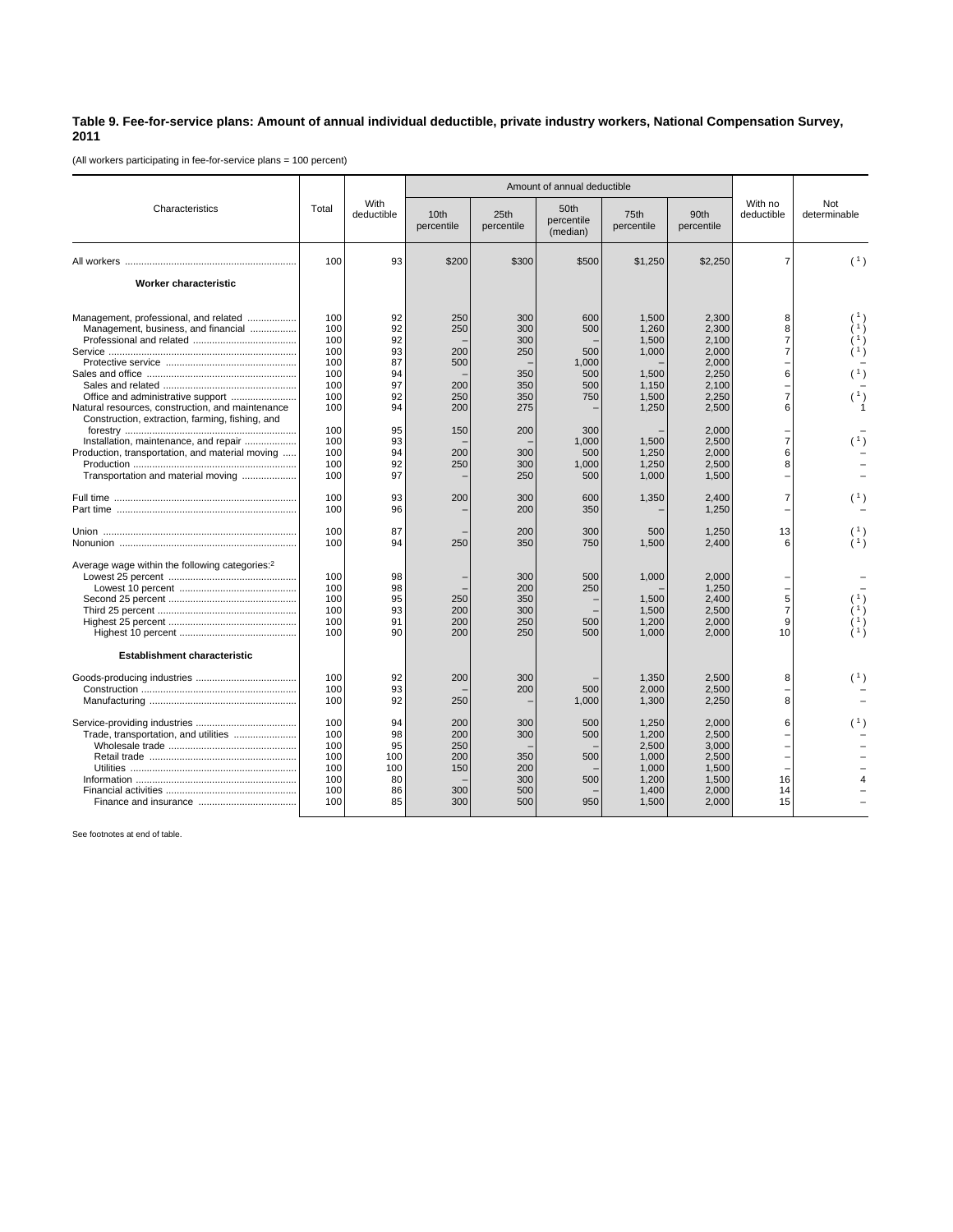**Table 9. Fee-for-service plans: Amount of annual individual deductible, private industry workers, National Compensation Survey, 2011**

(All workers participating in fee-for-service plans = 100 percent)

| Characteristics | Total | With deductible | Amount of annual deductible | | | | | With no deductible | Not determinable |
|---|---|---|---|---|---|---|---|---|---|
| | | | 10th percentile | 25th percentile | 50th percentile (median) | 75th percentile | 90th percentile | | |
| All workers | 100 | 93 | $200 | $300 | $500 | $1,250 | $2,250 | 7 | ( 1 ) |
| **Worker characteristic** | | | | | | | | | |
| Management, professional, and related | 100 | 92 | 250 | 300 | 600 | 1,500 | 2,300 | 8 | ( 1 ) |
| Management, business, and financial | 100 | 92 | 250 | 300 | 500 | 1,260 | 2,300 | 8 | ( 1 ) |
| Professional and related | 100 | 92 | – | 300 | – | 1,500 | 2,100 | 7 | ( 1 ) |
| Service | 100 | 93 | 200 | 250 | 500 | 1,000 | 2,000 | 7 | ( 1 ) |
| Protective service | 100 | 87 | 500 | – | 1,000 | – | 2,000 | – | – |
| Sales and office | 100 | 94 | – | 350 | 500 | 1,500 | 2,250 | 6 | ( 1 ) |
| Sales and related | 100 | 97 | 200 | 350 | 500 | 1,150 | 2,100 | – | – |
| Office and administrative support | 100 | 92 | 250 | 350 | 750 | 1,500 | 2,250 | 7 | ( 1 ) |
| Natural resources, construction, and maintenance | 100 | 94 | 200 | 275 | – | 1,250 | 2,500 | 6 | 1 |
| Construction, extraction, farming, fishing, and forestry | 100 | 95 | 150 | 200 | 300 | – | 2,000 | – | – |
| Installation, maintenance, and repair | 100 | 93 | – | – | 1,000 | 1,500 | 2,500 | 7 | ( 1 ) |
| Production, transportation, and material moving | 100 | 94 | 200 | 300 | 500 | 1,250 | 2,000 | 6 | – |
| Production | 100 | 92 | 250 | 300 | 1,000 | 1,250 | 2,500 | 8 | – |
| Transportation and material moving | 100 | 97 | – | 250 | 500 | 1,000 | 1,500 | – | – |
| Full time | 100 | 93 | 200 | 300 | 600 | 1,350 | 2,400 | 7 | ( 1 ) |
| Part time | 100 | 96 | – | 200 | 350 | – | 1,250 | – | – |
| Union | 100 | 87 | – | 200 | 300 | 500 | 1,250 | 13 | ( 1 ) |
| Nonunion | 100 | 94 | 250 | 350 | 750 | 1,500 | 2,400 | 6 | ( 1 ) |
| Average wage within the following categories:[2] | | | | | | | | | |
| Lowest 25 percent | 100 | 98 | – | 300 | 500 | 1,000 | 2,000 | – | – |
| Lowest 10 percent | 100 | 98 | – | 200 | 250 | – | 1,250 | – | – |
| Second 25 percent | 100 | 95 | 250 | 350 | – | 1,500 | 2,400 | 5 | ( 1 ) |
| Third 25 percent | 100 | 93 | 200 | 300 | – | 1,500 | 2,500 | 7 | ( 1 ) |
| Highest 25 percent | 100 | 91 | 200 | 250 | 500 | 1,200 | 2,000 | 9 | ( 1 ) |
| Highest 10 percent | 100 | 90 | 200 | 250 | 500 | 1,000 | 2,000 | 10 | ( 1 ) |
| **Establishment characteristic** | | | | | | | | | |
| Goods-producing industries | 100 | 92 | 200 | 300 | – | 1,350 | 2,500 | 8 | ( 1 ) |
| Construction | 100 | 93 | – | 200 | 500 | 2,000 | 2,500 | – | – |
| Manufacturing | 100 | 92 | 250 | – | 1,000 | 1,300 | 2,250 | 8 | – |
| Service-providing industries | 100 | 94 | 200 | 300 | 500 | 1,250 | 2,000 | 6 | ( 1 ) |
| Trade, transportation, and utilities | 100 | 98 | 200 | 300 | 500 | 1,200 | 2,500 | – | – |
| Wholesale trade | 100 | 95 | 250 | – | – | 2,500 | 3,000 | – | – |
| Retail trade | 100 | 100 | 200 | 350 | 500 | 1,000 | 2,500 | – | – |
| Utilities | 100 | 100 | 150 | 200 | – | 1,000 | 1,500 | – | – |
| Information | 100 | 80 | – | 300 | 500 | 1,200 | 1,500 | 16 | 4 |
| Financial activities | 100 | 86 | 300 | 500 | – | 1,400 | 2,000 | 14 | – |
| Finance and insurance | 100 | 85 | 300 | 500 | 950 | 1,500 | 2,000 | 15 | – |

See footnotes at end of table.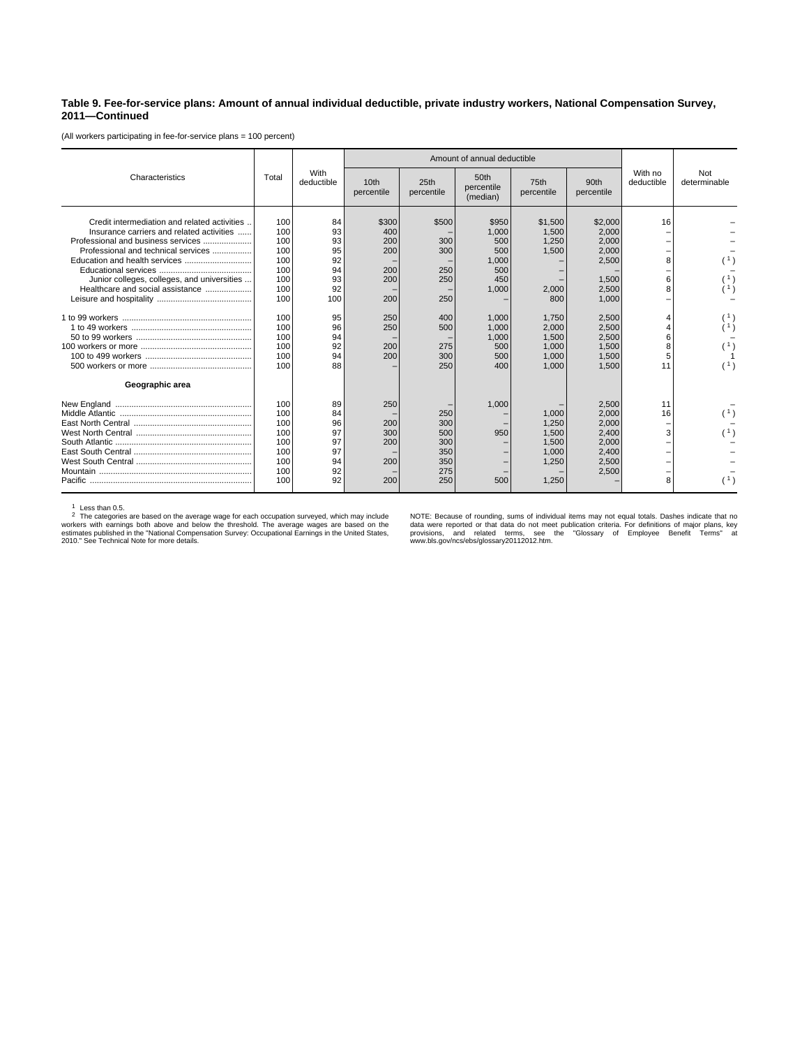**Table 9. Fee-for-service plans: Amount of annual individual deductible, private industry workers, National Compensation Survey, 2011—Continued**

(All workers participating in fee-for-service plans = 100 percent)

| Characteristics | Total | With deductible | Amount of annual deductible | | | | | With no deductible | Not determinable |
|---|---|---|---|---|---|---|---|---|---|
| | | | 10th percentile | 25th percentile | 50th percentile (median) | 75th percentile | 90th percentile | | |
| Credit intermediation and related activities | 100 | 84 | $300 | $500 | $950 | $1,500 | $2,000 | 16 | – |
| Insurance carriers and related activities | 100 | 93 | 400 | – | 1,000 | 1,500 | 2,000 | – | – |
| Professional and business services | 100 | 93 | 200 | 300 | 500 | 1,250 | 2,000 | – | – |
| Professional and technical services | 100 | 95 | 200 | 300 | 500 | 1,500 | 2,000 | – | – |
| Education and health services | 100 | 92 | – | – | 1,000 | – | 2,500 | 8 | ( 1 ) |
| Educational services | 100 | 94 | 200 | 250 | 500 | – | – | – | – |
| Junior colleges, colleges, and universities | 100 | 93 | 200 | 250 | 450 | – | 1,500 | 6 | ( 1 ) |
| Healthcare and social assistance | 100 | 92 | – | – | 1,000 | 2,000 | 2,500 | 8 | ( 1 ) |
| Leisure and hospitality | 100 | 100 | 200 | 250 | – | 800 | 1,000 | – | – |
| 1 to 99 workers | 100 | 95 | 250 | 400 | 1,000 | 1,750 | 2,500 | 4 | ( 1 ) |
| 1 to 49 workers | 100 | 96 | 250 | 500 | 1,000 | 2,000 | 2,500 | 4 | ( 1 ) |
| 50 to 99 workers | 100 | 94 | – | – | 1,000 | 1,500 | 2,500 | 6 | – |
| 100 workers or more | 100 | 92 | 200 | 275 | 500 | 1,000 | 1,500 | 8 | ( 1 ) |
| 100 to 499 workers | 100 | 94 | 200 | 300 | 500 | 1,000 | 1,500 | 5 | 1 |
| 500 workers or more | 100 | 88 | – | 250 | 400 | 1,000 | 1,500 | 11 | ( 1 ) |
| **Geographic area** | | | | | | | | | |
| New England | 100 | 89 | 250 | – | 1,000 | – | 2,500 | 11 | – |
| Middle Atlantic | 100 | 84 | – | 250 | – | 1,000 | 2,000 | 16 | ( 1 ) |
| East North Central | 100 | 96 | 200 | 300 | – | 1,250 | 2,000 | – | – |
| West North Central | 100 | 97 | 300 | 500 | 950 | 1,500 | 2,400 | 3 | ( 1 ) |
| South Atlantic | 100 | 97 | 200 | 300 | – | 1,500 | 2,000 | – | – |
| East South Central | 100 | 97 | – | 350 | – | 1,000 | 2,400 | – | – |
| West South Central | 100 | 94 | 200 | 350 | – | 1,250 | 2,500 | – | – |
| Mountain | 100 | 92 | – | 275 | – | – | 2,500 | – | – |
| Pacific | 100 | 92 | 200 | 250 | 500 | 1,250 | – | 8 | ( 1 ) |

[1] Less than 0.5.
[2] The categories are based on the average wage for each occupation surveyed, which may include workers with earnings both above and below the threshold. The average wages are based on the estimates published in the "National Compensation Survey: Occupational Earnings in the United States, 2010." See Technical Note for more details.

NOTE: Because of rounding, sums of individual items may not equal totals. Dashes indicate that no data were reported or that data do not meet publication criteria. For definitions of major plans, key provisions, and related terms, see the "Glossary of Employee Benefit Terms" at www.bls.gov/ncs/ebs/glossary20112012.htm.